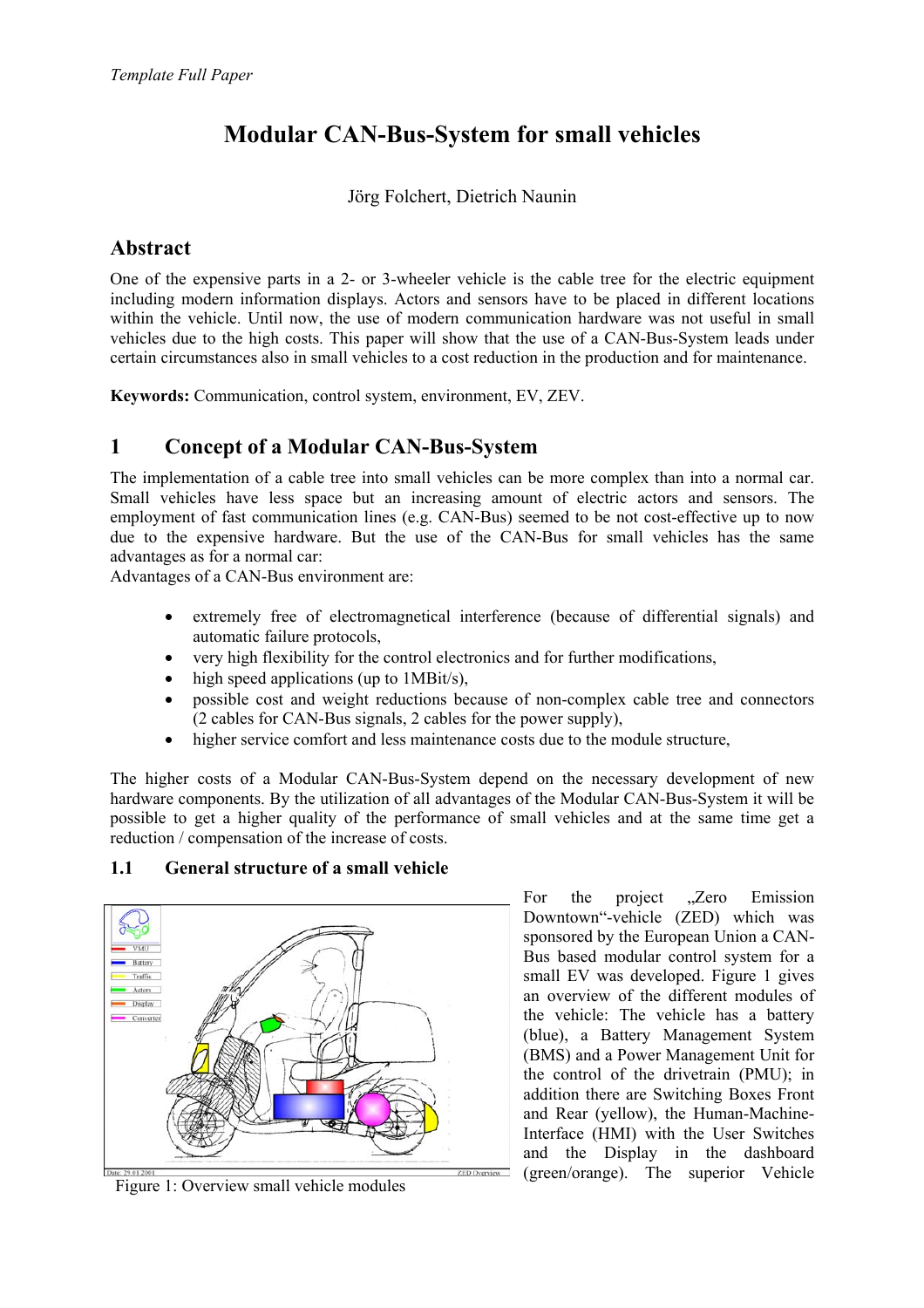# Modular CAN-Bus-System for small vehicles

Jörg Folchert, Dietrich Naunin

## Abstract

One of the expensive parts in a 2- or 3-wheeler vehicle is the cable tree for the electric equipment including modern information displays. Actors and sensors have to be placed in different locations within the vehicle. Until now, the use of modern communication hardware was not useful in small vehicles due to the high costs. This paper will show that the use of a CAN-Bus-System leads under certain circumstances also in small vehicles to a cost reduction in the production and for maintenance.

**Keywords:** Communication, control system, environment, EV, ZEV.

## 1 Concept of a Modular CAN-Bus-System

The implementation of a cable tree into small vehicles can be more complex than into a normal car. Small vehicles have less space but an increasing amount of electric actors and sensors. The employment of fast communication lines (e.g. CAN-Bus) seemed to be not cost-effective up to now due to the expensive hardware. But the use of the CAN-Bus for small vehicles has the same advantages as for a normal car:

Advantages of a CAN-Bus environment are:

- extremely free of electromagnetical interference (because of differential signals) and automatic failure protocols,
- very high flexibility for the control electronics and for further modifications,
- high speed applications (up to 1MBit/s),
- possible cost and weight reductions because of non-complex cable tree and connectors (2 cables for CAN-Bus signals, 2 cables for the power supply),
- higher service comfort and less maintenance costs due to the module structure,

The higher costs of a Modular CAN-Bus-System depend on the necessary development of new hardware components. By the utilization of all advantages of the Modular CAN-Bus-System it will be possible to get a higher quality of the performance of small vehicles and at the same time get a reduction / compensation of the increase of costs.

### 1.1 General structure of a small vehicle

Figure 1: Overview small vehicle modules

For the project „Zero Emission Downtown"-vehicle (ZED) which was sponsored by the European Union a CAN-Bus based modular control system for a small EV was developed. Figure 1 gives an overview of the different modules of the vehicle: The vehicle has a battery (blue), a Battery Management System (BMS) and a Power Management Unit for the control of the drivetrain (PMU); in addition there are Switching Boxes Front and Rear (yellow), the Human-Machine-Interface (HMI) with the User Switches and the Display in the dashboard (green/orange). The superior Vehicle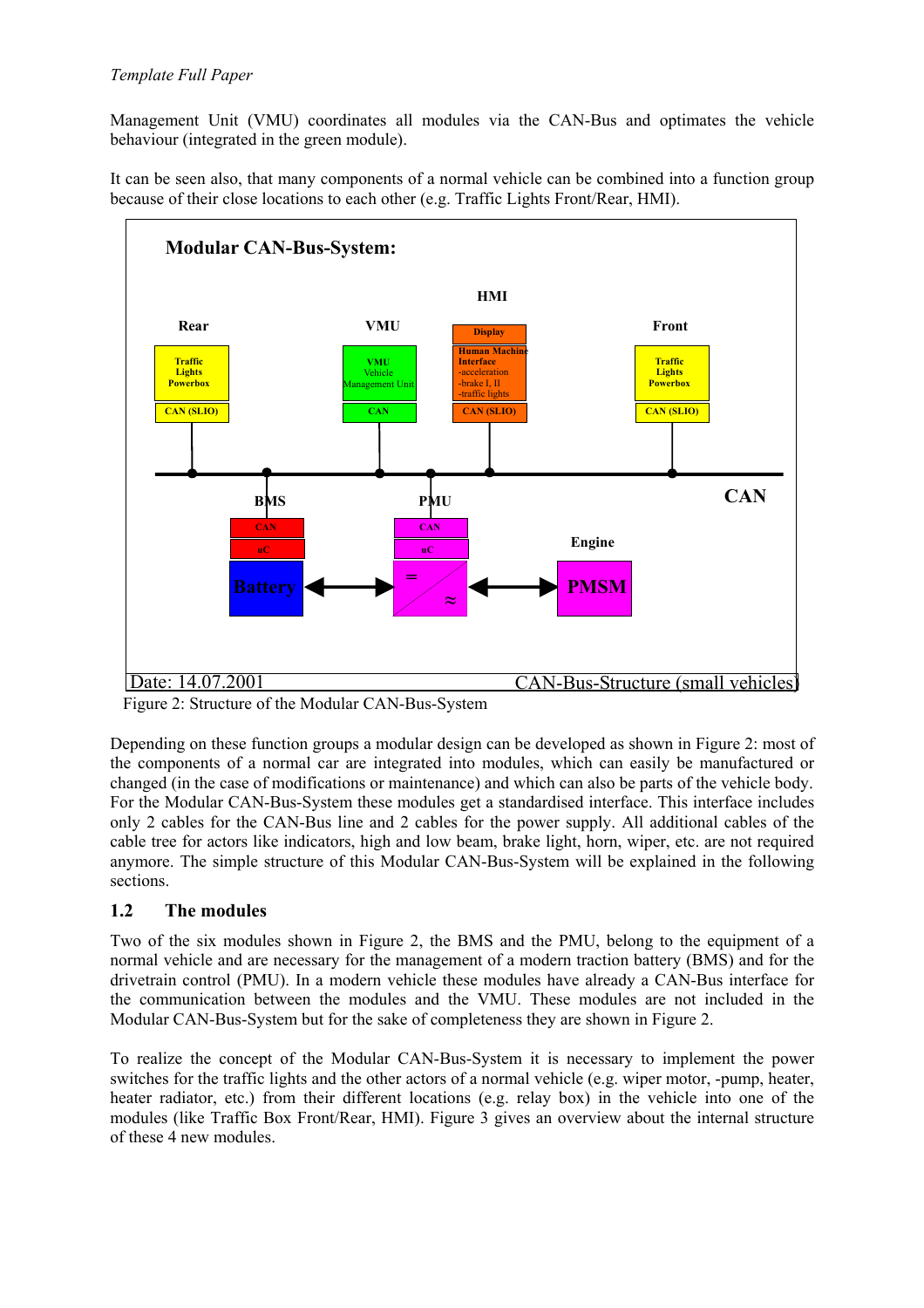Management Unit (VMU) coordinates all modules via the CAN-Bus and optimates the vehicle behaviour (integrated in the green module).

It can be seen also, that many components of a normal vehicle can be combined into a function group because of their close locations to each other (e.g. Traffic Lights Front/Rear, HMI).

Figure 2: Structure of the Modular CAN-Bus-System

Depending on these function groups a modular design can be developed as shown in Figure 2: most of the components of a normal car are integrated into modules, which can easily be manufactured or changed (in the case of modifications or maintenance) and which can also be parts of the vehicle body. For the Modular CAN-Bus-System these modules get a standardised interface. This interface includes only 2 cables for the CAN-Bus line and 2 cables for the power supply. All additional cables of the cable tree for actors like indicators, high and low beam, brake light, horn, wiper, etc. are not required anymore. The simple structure of this Modular CAN-Bus-System will be explained in the following sections.

## 1.2 The modules

Two of the six modules shown in Figure 2, the BMS and the PMU, belong to the equipment of a normal vehicle and are necessary for the management of a modern traction battery (BMS) and for the drivetrain control (PMU). In a modern vehicle these modules have already a CAN-Bus interface for the communication between the modules and the VMU. These modules are not included in the Modular CAN-Bus-System but for the sake of completeness they are shown in Figure 2.

To realize the concept of the Modular CAN-Bus-System it is necessary to implement the power switches for the traffic lights and the other actors of a normal vehicle (e.g. wiper motor, -pump, heater, heater radiator, etc.) from their different locations (e.g. relay box) in the vehicle into one of the modules (like Traffic Box Front/Rear, HMI). Figure 3 gives an overview about the internal structure of these 4 new modules.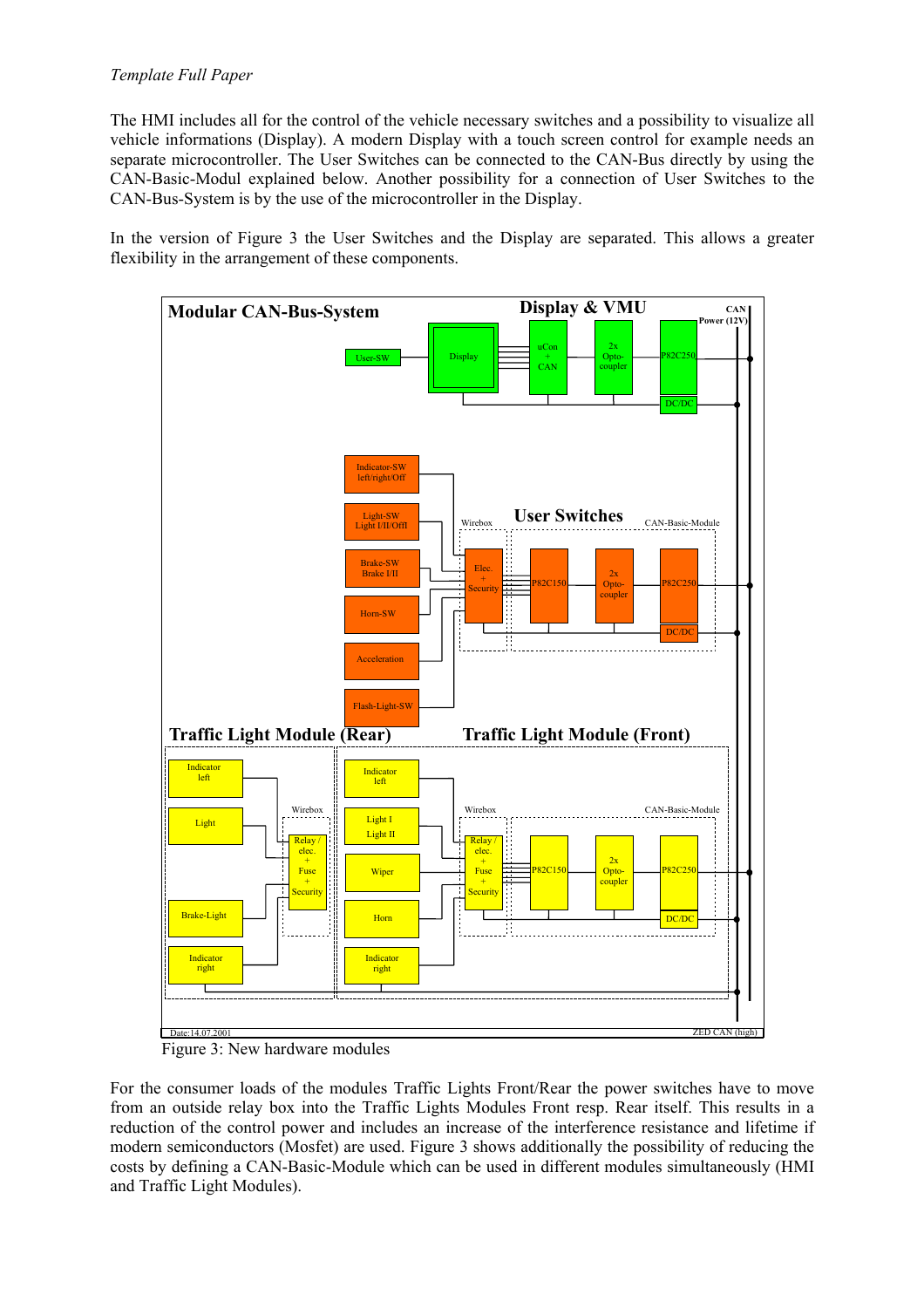The HMI includes all for the control of the vehicle necessary switches and a possibility to visualize all vehicle informations (Display). A modern Display with a touch screen control for example needs an separate microcontroller. The User Switches can be connected to the CAN-Bus directly by using the CAN-Basic-Modul explained below. Another possibility for a connection of User Switches to the CAN-Bus-System is by the use of the microcontroller in the Display.

In the version of Figure 3 the User Switches and the Display are separated. This allows a greater flexibility in the arrangement of these components.

Figure 3: New hardware modules

For the consumer loads of the modules Traffic Lights Front/Rear the power switches have to move from an outside relay box into the Traffic Lights Modules Front resp. Rear itself. This results in a reduction of the control power and includes an increase of the interference resistance and lifetime if modern semiconductors (Mosfet) are used. Figure 3 shows additionally the possibility of reducing the costs by defining a CAN-Basic-Module which can be used in different modules simultaneously (HMI and Traffic Light Modules).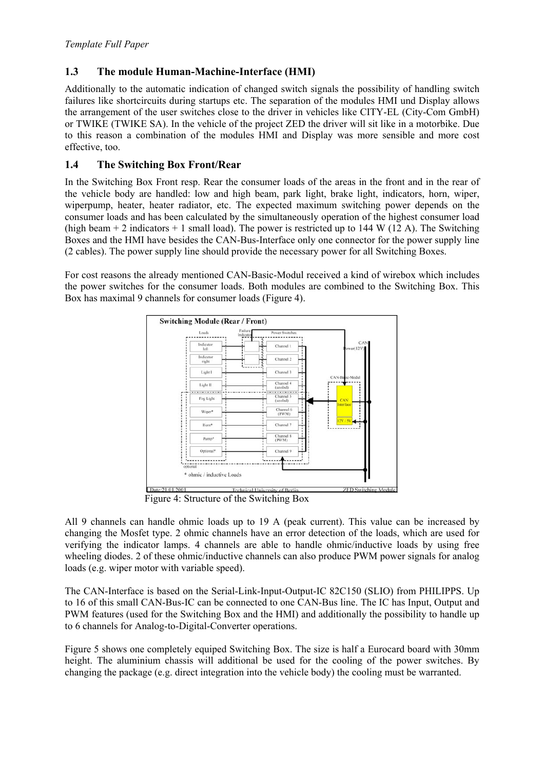## 1.3 The module Human-Machine-Interface (HMI)

Additionally to the automatic indication of changed switch signals the possibility of handling switch failures like shortcircuits during startups etc. The separation of the modules HMI und Display allows the arrangement of the user switches close to the driver in vehicles like CITY-EL (City-Com GmbH) or TWIKE (TWIKE SA). In the vehicle of the project ZED the driver will sit like in a motorbike. Due to this reason a combination of the modules HMI and Display was more sensible and more cost effective, too.

## 1.4 The Switching Box Front/Rear

In the Switching Box Front resp. Rear the consumer loads of the areas in the front and in the rear of the vehicle body are handled: low and high beam, park light, brake light, indicators, horn, wiper, wiperpump, heater, heater radiator, etc. The expected maximum switching power depends on the consumer loads and has been calculated by the simultaneously operation of the highest consumer load (high beam + 2 indicators + 1 small load). The power is restricted up to 144 W (12 A). The Switching Boxes and the HMI have besides the CAN-Bus-Interface only one connector for the power supply line (2 cables). The power supply line should provide the necessary power for all Switching Boxes.

For cost reasons the already mentioned CAN-Basic-Modul received a kind of wirebox which includes the power switches for the consumer loads. Both modules are combined to the Switching Box. This Box has maximal 9 channels for consumer loads (Figure 4).

Figure 4: Structure of the Switching Box

All 9 channels can handle ohmic loads up to 19 A (peak current). This value can be increased by changing the Mosfet type. 2 ohmic channels have an error detection of the loads, which are used for verifying the indicator lamps. 4 channels are able to handle ohmic/inductive loads by using free wheeling diodes. 2 of these ohmic/inductive channels can also produce PWM power signals for analog loads (e.g. wiper motor with variable speed).

The CAN-Interface is based on the Serial-Link-Input-Output-IC 82C150 (SLIO) from PHILIPPS. Up to 16 of this small CAN-Bus-IC can be connected to one CAN-Bus line. The IC has Input, Output and PWM features (used for the Switching Box and the HMI) and additionally the possibility to handle up to 6 channels for Analog-to-Digital-Converter operations.

Figure 5 shows one completely equiped Switching Box. The size is half a Eurocard board with 30mm height. The aluminium chassis will additional be used for the cooling of the power switches. By changing the package (e.g. direct integration into the vehicle body) the cooling must be warranted.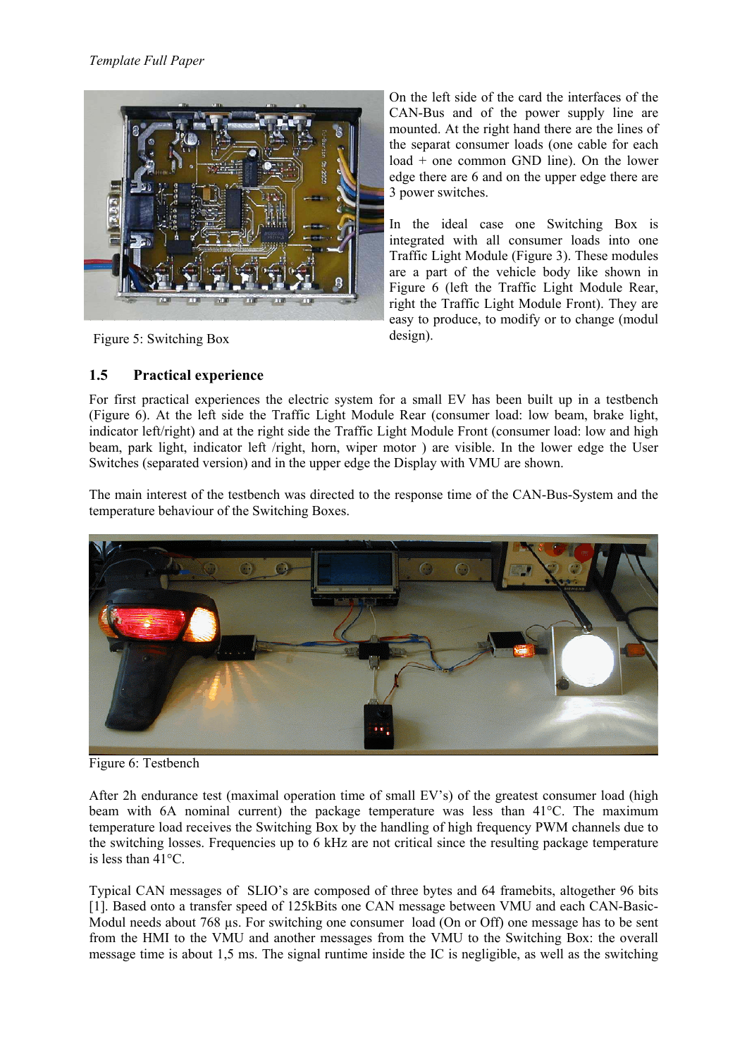Figure 5: Switching Box

On the left side of the card the interfaces of the CAN-Bus and of the power supply line are mounted. At the right hand there are the lines of the separat consumer loads (one cable for each load + one common GND line). On the lower edge there are 6 and on the upper edge there are 3 power switches.

In the ideal case one Switching Box is integrated with all consumer loads into one Traffic Light Module (Figure 3). These modules are a part of the vehicle body like shown in Figure 6 (left the Traffic Light Module Rear, right the Traffic Light Module Front). They are easy to produce, to modify or to change (modul design).

## 1.5 Practical experience

For first practical experiences the electric system for a small EV has been built up in a testbench (Figure 6). At the left side the Traffic Light Module Rear (consumer load: low beam, brake light, indicator left/right) and at the right side the Traffic Light Module Front (consumer load: low and high beam, park light, indicator left /right, horn, wiper motor ) are visible. In the lower edge the User Switches (separated version) and in the upper edge the Display with VMU are shown.

The main interest of the testbench was directed to the response time of the CAN-Bus-System and the temperature behaviour of the Switching Boxes.

Figure 6: Testbench

After 2h endurance test (maximal operation time of small EV's) of the greatest consumer load (high beam with 6A nominal current) the package temperature was less than 41°C. The maximum temperature load receives the Switching Box by the handling of high frequency PWM channels due to the switching losses. Frequencies up to 6 kHz are not critical since the resulting package temperature is less than 41°C.

Typical CAN messages of SLIO's are composed of three bytes and 64 framebits, altogether 96 bits [1]. Based onto a transfer speed of 125kBits one CAN message between VMU and each CAN-Basic-Modul needs about 768 µs. For switching one consumer load (On or Off) one message has to be sent from the HMI to the VMU and another messages from the VMU to the Switching Box: the overall message time is about 1,5 ms. The signal runtime inside the IC is negligible, as well as the switching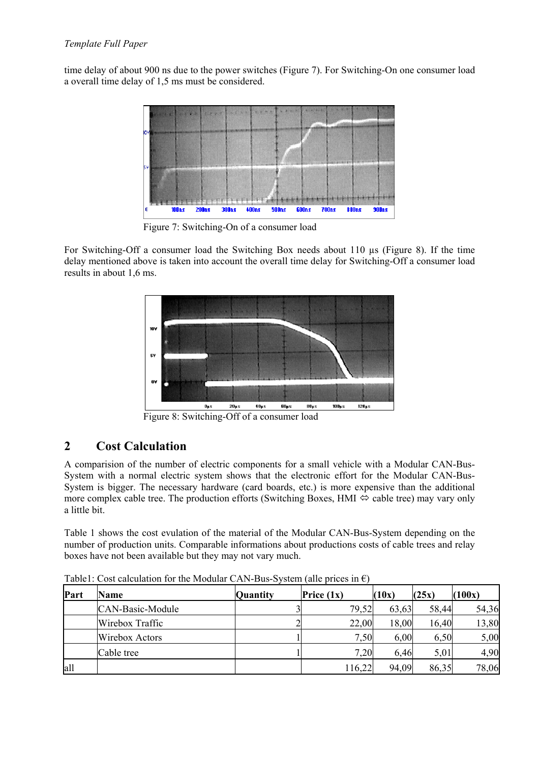time delay of about 900 ns due to the power switches (Figure 7). For Switching-On one consumer load a overall time delay of 1,5 ms must be considered.

Figure 7: Switching-On of a consumer load

For Switching-Off a consumer load the Switching Box needs about 110 µs (Figure 8). If the time delay mentioned above is taken into account the overall time delay for Switching-Off a consumer load results in about 1,6 ms.

Figure 8: Switching-Off of a consumer load

## 2 Cost Calculation

A comparision of the number of electric components for a small vehicle with a Modular CAN-Bus-System with a normal electric system shows that the electronic effort for the Modular CAN-Bus-System is bigger. The necessary hardware (card boards, etc.) is more expensive than the additional more complex cable tree. The production efforts (Switching Boxes, HMI ⇔ cable tree) may vary only a little bit.

Table 1 shows the cost evulation of the material of the Modular CAN-Bus-System depending on the number of production units. Comparable informations about productions costs of cable trees and relay boxes have not been available but they may not vary much.

Table1: Cost calculation for the Modular CAN-Bus-System (alle prices in €)

| Part | Name | Quantity | Price (1x) | (10x) | (25x) | (100x) |
|---|---|---|---|---|---|---|
| | CAN-Basic-Module | 3 | 79,52 | 63,63 | 58,44 | 54,36 |
| | Wirebox Traffic | 2 | 22,00 | 18,00 | 16,40 | 13,80 |
| | Wirebox Actors | 1 | 7,50 | 6,00 | 6,50 | 5,00 |
| | Cable tree | 1 | 7,20 | 6,46 | 5,01 | 4,90 |
| all | | | 116,22 | 94,09 | 86,35 | 78,06 |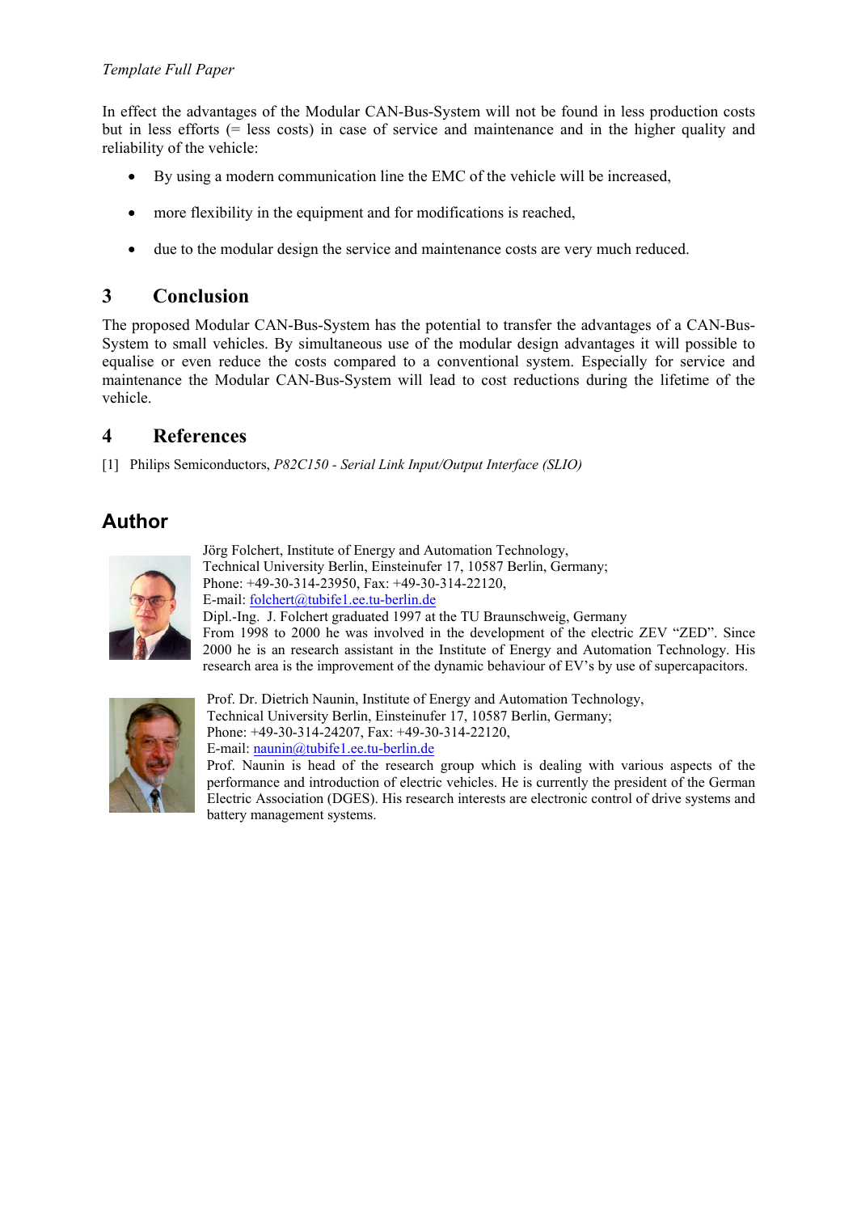In effect the advantages of the Modular CAN-Bus-System will not be found in less production costs but in less efforts (= less costs) in case of service and maintenance and in the higher quality and reliability of the vehicle:

- By using a modern communication line the EMC of the vehicle will be increased,
- more flexibility in the equipment and for modifications is reached,
- due to the modular design the service and maintenance costs are very much reduced.

## 3 Conclusion

The proposed Modular CAN-Bus-System has the potential to transfer the advantages of a CAN-Bus-System to small vehicles. By simultaneous use of the modular design advantages it will possible to equalise or even reduce the costs compared to a conventional system. Especially for service and maintenance the Modular CAN-Bus-System will lead to cost reductions during the lifetime of the vehicle.

## 4 References

[1] Philips Semiconductors, *P82C150 - Serial Link Input/Output Interface (SLIO)*

## Author

Jörg Folchert, Institute of Energy and Automation Technology,
Technical University Berlin, Einsteinufer 17, 10587 Berlin, Germany;
Phone: +49-30-314-23950, Fax: +49-30-314-22120,
E-mail: folchert@tubife1.ee.tu-berlin.de
Dipl.-Ing. J. Folchert graduated 1997 at the TU Braunschweig, Germany
From 1998 to 2000 he was involved in the development of the electric ZEV "ZED". Since 2000 he is an research assistant in the Institute of Energy and Automation Technology. His research area is the improvement of the dynamic behaviour of EV's by use of supercapacitors.

Prof. Dr. Dietrich Naunin, Institute of Energy and Automation Technology,
Technical University Berlin, Einsteinufer 17, 10587 Berlin, Germany;
Phone: +49-30-314-24207, Fax: +49-30-314-22120,
E-mail: naunin@tubife1.ee.tu-berlin.de
Prof. Naunin is head of the research group which is dealing with various aspects of the performance and introduction of electric vehicles. He is currently the president of the German Electric Association (DGES). His research interests are electronic control of drive systems and battery management systems.